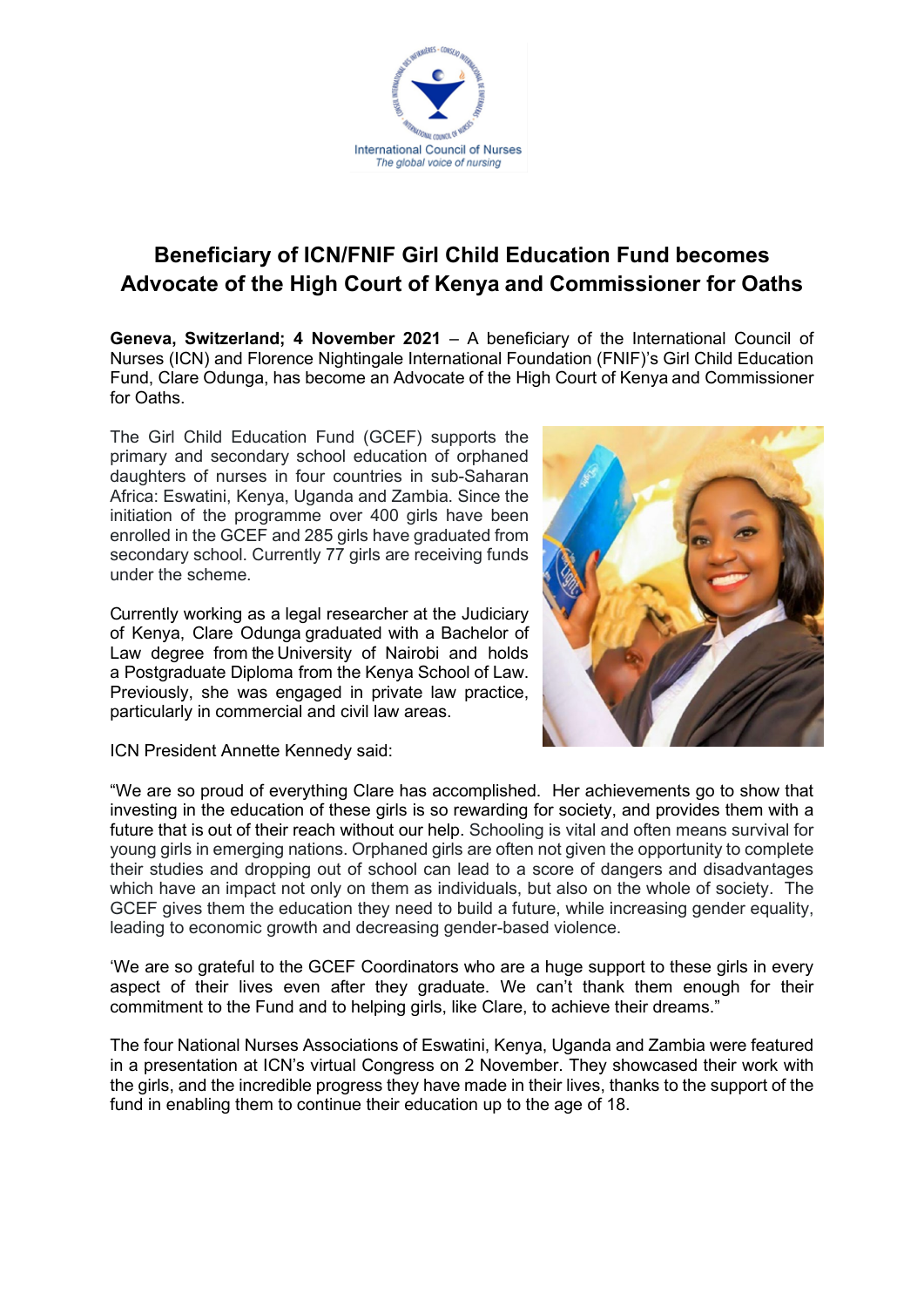International Council of Nurses
*The global voice of nursing*

# Beneficiary of ICN/FNIF Girl Child Education Fund becomes Advocate of the High Court of Kenya and Commissioner for Oaths

**Geneva, Switzerland; 4 November 2021** – A beneficiary of the International Council of Nurses (ICN) and Florence Nightingale International Foundation (FNIF)'s Girl Child Education Fund, Clare Odunga, has become an Advocate of the High Court of Kenya and Commissioner for Oaths.

The Girl Child Education Fund (GCEF) supports the primary and secondary school education of orphaned daughters of nurses in four countries in sub-Saharan Africa: Eswatini, Kenya, Uganda and Zambia. Since the initiation of the programme over 400 girls have been enrolled in the GCEF and 285 girls have graduated from secondary school. Currently 77 girls are receiving funds under the scheme.

Currently working as a legal researcher at the Judiciary of Kenya, Clare Odunga graduated with a Bachelor of Law degree from the University of Nairobi and holds a Postgraduate Diploma from the Kenya School of Law. Previously, she was engaged in private law practice, particularly in commercial and civil law areas.

ICN President Annette Kennedy said:

"We are so proud of everything Clare has accomplished. Her achievements go to show that investing in the education of these girls is so rewarding for society, and provides them with a future that is out of their reach without our help. Schooling is vital and often means survival for young girls in emerging nations. Orphaned girls are often not given the opportunity to complete their studies and dropping out of school can lead to a score of dangers and disadvantages which have an impact not only on them as individuals, but also on the whole of society. The GCEF gives them the education they need to build a future, while increasing gender equality, leading to economic growth and decreasing gender-based violence.

'We are so grateful to the GCEF Coordinators who are a huge support to these girls in every aspect of their lives even after they graduate. We can't thank them enough for their commitment to the Fund and to helping girls, like Clare, to achieve their dreams."

The four National Nurses Associations of Eswatini, Kenya, Uganda and Zambia were featured in a presentation at ICN's virtual Congress on 2 November. They showcased their work with the girls, and the incredible progress they have made in their lives, thanks to the support of the fund in enabling them to continue their education up to the age of 18.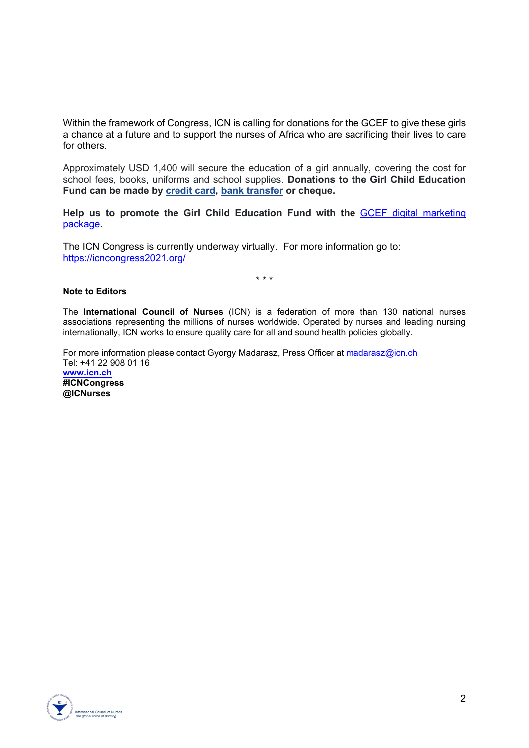Within the framework of Congress, ICN is calling for donations for the GCEF to give these girls a chance at a future and to support the nurses of Africa who are sacrificing their lives to care for others.

Approximately USD 1,400 will secure the education of a girl annually, covering the cost for school fees, books, uniforms and school supplies. **Donations to the Girl Child Education Fund can be made by credit card, bank transfer or cheque.**

**Help us to promote the Girl Child Education Fund with the GCEF digital marketing package.**

The ICN Congress is currently underway virtually. For more information go to: https://icncongress2021.org/

\* \* \*

**Note to Editors**

The **International Council of Nurses** (ICN) is a federation of more than 130 national nurses associations representing the millions of nurses worldwide. Operated by nurses and leading nursing internationally, ICN works to ensure quality care for all and sound health policies globally.

For more information please contact Gyorgy Madarasz, Press Officer at madarasz@icn.ch
Tel: +41 22 908 01 16
**www.icn.ch**
**#ICNCongress**
**@ICNurses**